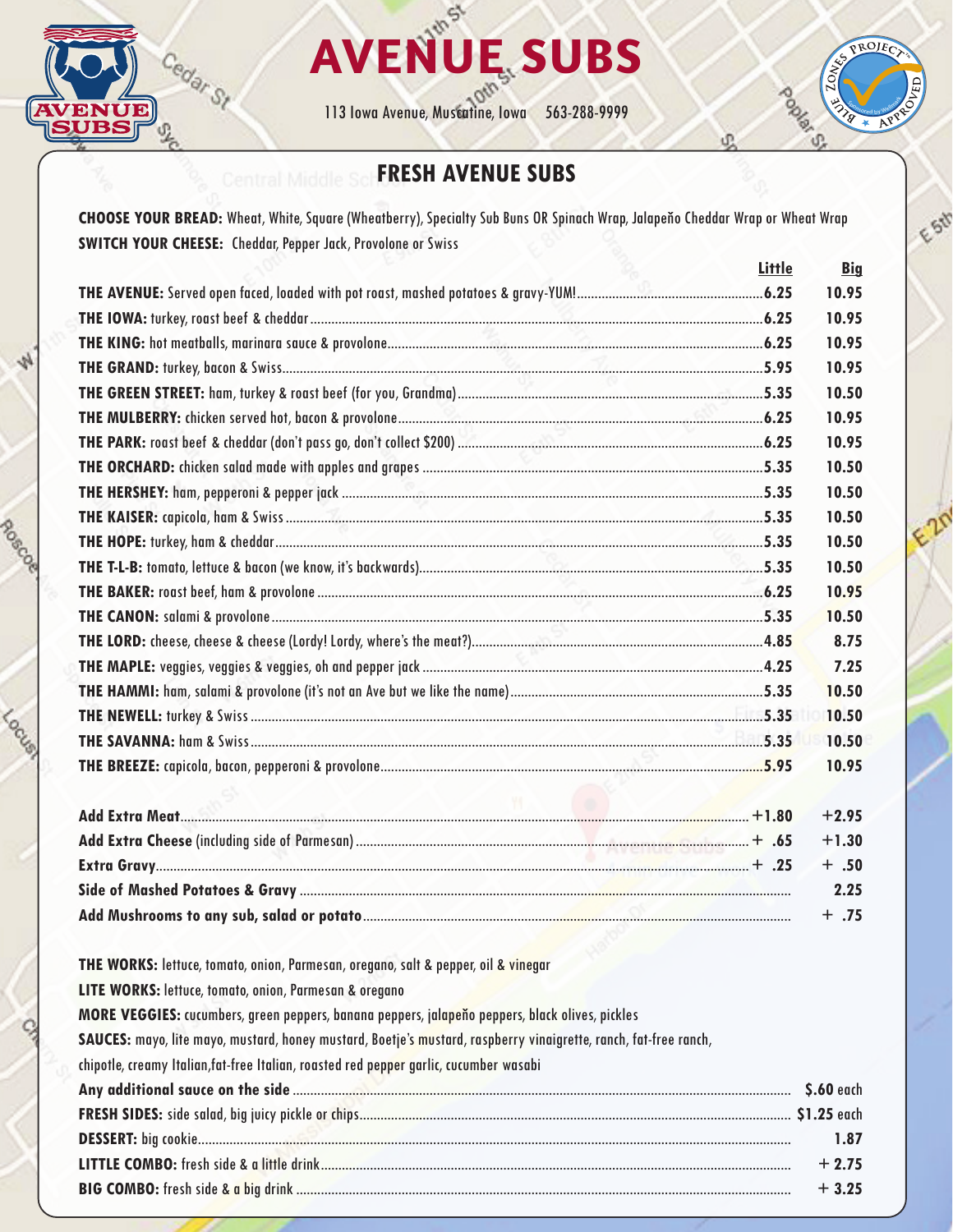# AVENUE SUBS

113 Iowa Avenue, Muscatine, Iowa 563-288-9999

## FRESH AVENUE SUBS

**CHOOSE YOUR BREAD:** Wheat, White, Square (Wheatberry), Specialty Sub Buns OR Spinach Wrap, Jalapeño Cheddar Wrap or Wheat Wrap

**SWITCH YOUR CHEESE:** Cheddar, Pepper Jack, Provolone or Swiss

| | Little | Big |
|---|---|---|
| **THE AVENUE:** Served open faced, loaded with pot roast, mashed potatoes & gravy-YUM! | 6.25 | 10.95 |
| **THE IOWA:** turkey, roast beef & cheddar | 6.25 | 10.95 |
| **THE KING:** hot meatballs, marinara sauce & provolone | 6.25 | 10.95 |
| **THE GRAND:** turkey, bacon & Swiss | 5.95 | 10.95 |
| **THE GREEN STREET:** ham, turkey & roast beef (for you, Grandma) | 5.35 | 10.50 |
| **THE MULBERRY:** chicken served hot, bacon & provolone | 6.25 | 10.95 |
| **THE PARK:** roast beef & cheddar (don't pass go, don't collect $200) | 6.25 | 10.95 |
| **THE ORCHARD:** chicken salad made with apples and grapes | 5.35 | 10.50 |
| **THE HERSHEY:** ham, pepperoni & pepper jack | 5.35 | 10.50 |
| **THE KAISER:** capicola, ham & Swiss | 5.35 | 10.50 |
| **THE HOPE:** turkey, ham & cheddar | 5.35 | 10.50 |
| **THE T-L-B:** tomato, lettuce & bacon (we know, it's backwards) | 5.35 | 10.50 |
| **THE BAKER:** roast beef, ham & provolone | 6.25 | 10.95 |
| **THE CANON:** salami & provolone | 5.35 | 10.50 |
| **THE LORD:** cheese, cheese & cheese (Lordy! Lordy, where's the meat?) | 4.85 | 8.75 |
| **THE MAPLE:** veggies, veggies & veggies, oh and pepper jack | 4.25 | 7.25 |
| **THE HAMMI:** ham, salami & provolone (it's not an Ave but we like the name) | 5.35 | 10.50 |
| **THE NEWELL:** turkey & Swiss | 5.35 | 10.50 |
| **THE SAVANNA:** ham & Swiss | 5.35 | 10.50 |
| **THE BREEZE:** capicola, bacon, pepperoni & provolone | 5.95 | 10.95 |

| | Little | Big |
|---|---|---|
| **Add Extra Meat** | +1.80 | +2.95 |
| **Add Extra Cheese** (including side of Parmesan) | + .65 | +1.30 |
| **Extra Gravy** | + .25 | + .50 |
| **Side of Mashed Potatoes & Gravy** | | 2.25 |
| **Add Mushrooms to any sub, salad or potato** | | + .75 |

**THE WORKS:** lettuce, tomato, onion, Parmesan, oregano, salt & pepper, oil & vinegar

**LITE WORKS:** lettuce, tomato, onion, Parmesan & oregano

**MORE VEGGIES:** cucumbers, green peppers, banana peppers, jalapeño peppers, black olives, pickles

**SAUCES:** mayo, lite mayo, mustard, honey mustard, Boetje's mustard, raspberry vinaigrette, ranch, fat-free ranch, chipotle, creamy Italian, fat-free Italian, roasted red pepper garlic, cucumber wasabi

| | |
|---|---|
| **Any additional sauce on the side** | **$.60** each |
| **FRESH SIDES:** side salad, big juicy pickle or chips | **$1.25** each |
| **DESSERT:** big cookie | 1.87 |
| **LITTLE COMBO:** fresh side & a little drink | + 2.75 |
| **BIG COMBO:** fresh side & a big drink | + 3.25 |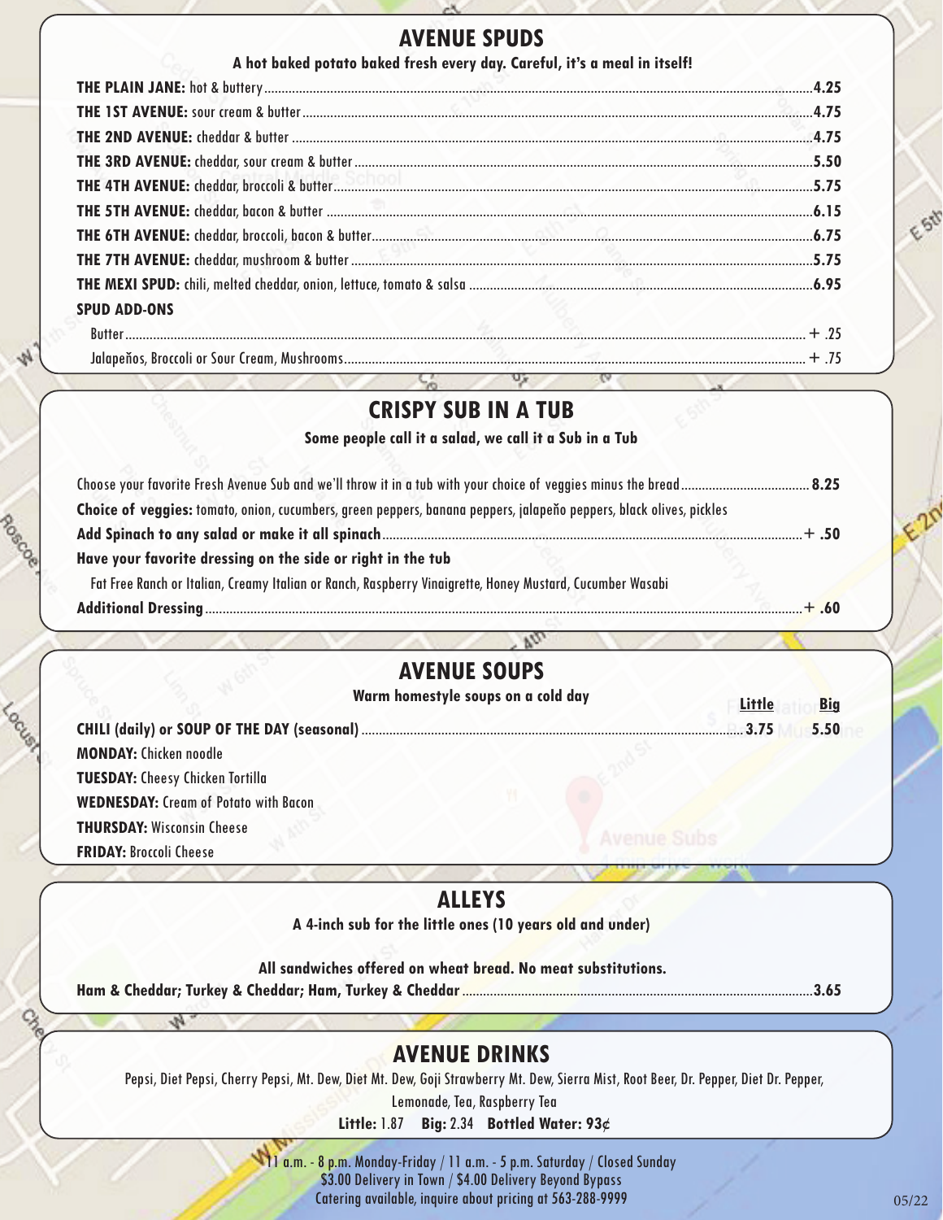## AVENUE SPUDS

**A hot baked potato baked fresh every day. Careful, it's a meal in itself!**

| | |
|---|---|
| **THE PLAIN JANE:** hot & buttery | 4.25 |
| **THE 1ST AVENUE:** sour cream & butter | 4.75 |
| **THE 2ND AVENUE:** cheddar & butter | 4.75 |
| **THE 3RD AVENUE:** cheddar, sour cream & butter | 5.50 |
| **THE 4TH AVENUE:** cheddar, broccoli & butter | 5.75 |
| **THE 5TH AVENUE:** cheddar, bacon & butter | 6.15 |
| **THE 6TH AVENUE:** cheddar, broccoli, bacon & butter | 6.75 |
| **THE 7TH AVENUE:** cheddar, mushroom & butter | 5.75 |
| **THE MEXI SPUD:** chili, melted cheddar, onion, lettuce, tomato & salsa | 6.95 |

**SPUD ADD-ONS**

| | |
|---|---|
| Butter | + .25 |
| Jalapeños, Broccoli or Sour Cream, Mushrooms | + .75 |

## CRISPY SUB IN A TUB

**Some people call it a salad, we call it a Sub in a Tub**

Choose your favorite Fresh Avenue Sub and we'll throw it in a tub with your choice of veggies minus the bread .......... **8.25**

**Choice of veggies:** tomato, onion, cucumbers, green peppers, banana peppers, jalapeño peppers, black olives, pickles

**Add Spinach to any salad or make it all spinach** .......... **+ .50**

**Have your favorite dressing on the side or right in the tub**

Fat Free Ranch or Italian, Creamy Italian or Ranch, Raspberry Vinaigrette, Honey Mustard, Cucumber Wasabi

**Additional Dressing** .......... **+ .60**

## AVENUE SOUPS

**Warm homestyle soups on a cold day**

| | Little | Big |
|---|---|---|
| **CHILI (daily) or SOUP OF THE DAY (seasonal)** | 3.75 | 5.50 |

**MONDAY:** Chicken noodle
**TUESDAY:** Cheesy Chicken Tortilla
**WEDNESDAY:** Cream of Potato with Bacon
**THURSDAY:** Wisconsin Cheese
**FRIDAY:** Broccoli Cheese

## ALLEYS

**A 4-inch sub for the little ones (10 years old and under)**

**All sandwiches offered on wheat bread. No meat substitutions.**

**Ham & Cheddar; Turkey & Cheddar; Ham, Turkey & Cheddar** .......... **3.65**

## AVENUE DRINKS

Pepsi, Diet Pepsi, Cherry Pepsi, Mt. Dew, Diet Mt. Dew, Goji Strawberry Mt. Dew, Sierra Mist, Root Beer, Dr. Pepper, Diet Dr. Pepper, Lemonade, Tea, Raspberry Tea

**Little:** 1.87 **Big:** 2.34 **Bottled Water: 93¢**

11 a.m. - 8 p.m. Monday-Friday / 11 a.m. - 5 p.m. Saturday / Closed Sunday
$3.00 Delivery in Town / $4.00 Delivery Beyond Bypass
Catering available, inquire about pricing at 563-288-9999

05/22